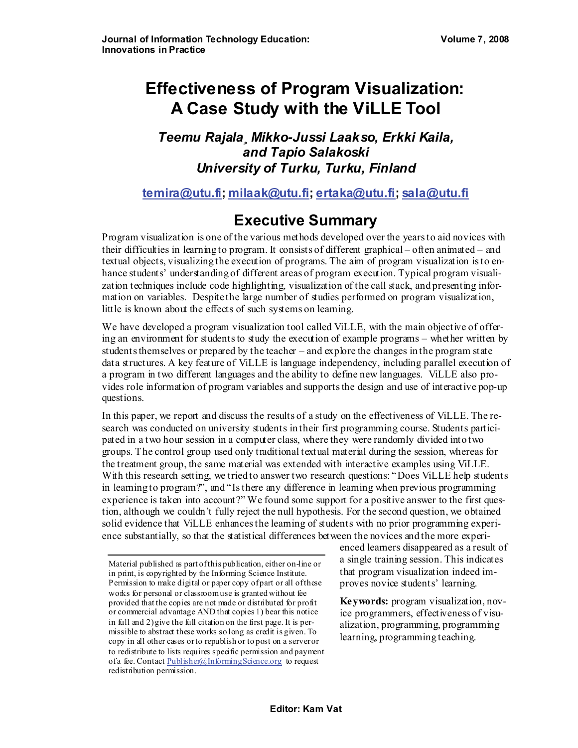# Effectiveness of Program Visualization: A Case Study with the ViLLE Tool

***Teemu Rajala¸ Mikko-Jussi Laakso, Erkki Kaila, and Tapio Salakoski***
***University of Turku, Turku, Finland***

**temira@utu.fi; milaak@utu.fi; ertaka@utu.fi; sala@utu.fi**

## Executive Summary

Program visualization is one of the various methods developed over the years to aid novices with their difficulties in learning to program. It consists of different graphical – often animated – and textual objects, visualizing the execution of programs. The aim of program visualization is to enhance students' understanding of different areas of program execution. Typical program visualization techniques include code highlighting, visualization of the call stack, and presenting information on variables. Despite the large number of studies performed on program visualization, little is known about the effects of such systems on learning.

We have developed a program visualization tool called ViLLE, with the main objective of offering an environment for students to study the execution of example programs – whether written by students themselves or prepared by the teacher – and explore the changes in the program state data structures. A key feature of ViLLE is language independency, including parallel execution of a program in two different languages and the ability to define new languages. ViLLE also provides role information of program variables and supports the design and use of interactive pop-up questions.

In this paper, we report and discuss the results of a study on the effectiveness of ViLLE. The research was conducted on university students in their first programming course. Students participated in a two hour session in a computer class, where they were randomly divided into two groups. The control group used only traditional textual material during the session, whereas for the treatment group, the same material was extended with interactive examples using ViLLE. With this research setting, we tried to answer two research questions: "Does ViLLE help students in learning to program?", and "Is there any difference in learning when previous programming experience is taken into account?" We found some support for a positive answer to the first question, although we couldn't fully reject the null hypothesis. For the second question, we obtained solid evidence that ViLLE enhances the learning of students with no prior programming experience substantially, so that the statistical differences between the novices and the more experienced learners disappeared as a result of a single training session. This indicates that program visualization indeed improves novice students' learning.

**Keywords:** program visualization, novice programmers, effectiveness of visualization, programming, programming learning, programming teaching.

Material published as part of this publication, either on-line or in print, is copyrighted by the Informing Science Institute. Permission to make digital or paper copy of part or all of these works for personal or classroom use is granted without fee provided that the copies are not made or distributed for profit or commercial advantage AND that copies 1) bear this notice in full and 2) give the full citation on the first page. It is permissible to abstract these works so long as credit is given. To copy in all other cases or to republish or to post on a server or to redistribute to lists requires specific permission and payment of a fee. Contact Publisher@InformingScience.org to request redistribution permission.

**Editor: Kam Vat**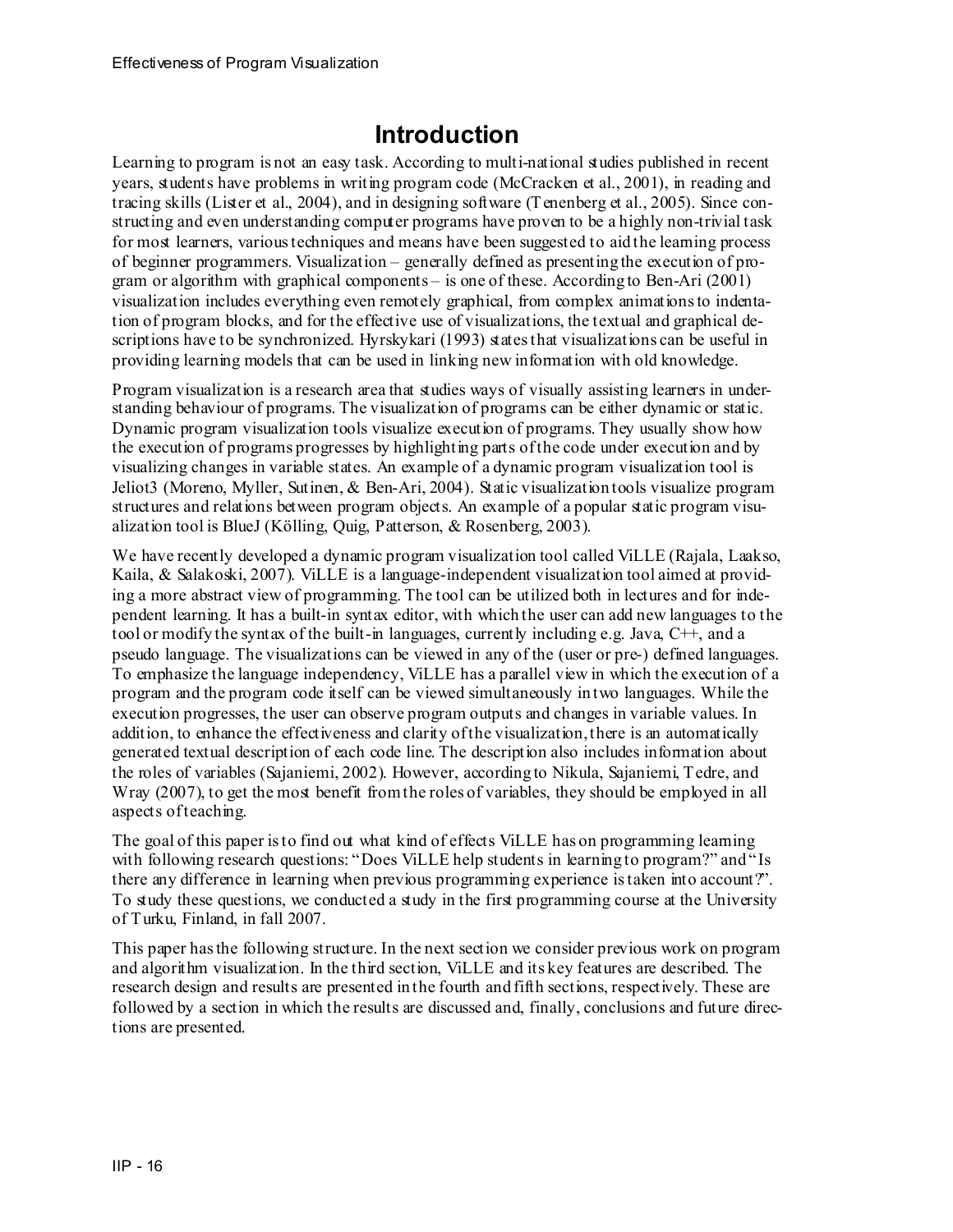# Introduction

Learning to program is not an easy task. According to multi-national studies published in recent years, students have problems in writing program code (McCracken et al., 2001), in reading and tracing skills (Lister et al., 2004), and in designing software (Tenenberg et al., 2005). Since constructing and even understanding computer programs have proven to be a highly non-trivial task for most learners, various techniques and means have been suggested to aid the learning process of beginner programmers. Visualization – generally defined as presenting the execution of program or algorithm with graphical components – is one of these. According to Ben-Ari (2001) visualization includes everything even remotely graphical, from complex animations to indentation of program blocks, and for the effective use of visualizations, the textual and graphical descriptions have to be synchronized. Hyrskykari (1993) states that visualizations can be useful in providing learning models that can be used in linking new information with old knowledge.

Program visualization is a research area that studies ways of visually assisting learners in understanding behaviour of programs. The visualization of programs can be either dynamic or static. Dynamic program visualization tools visualize execution of programs. They usually show how the execution of programs progresses by highlighting parts of the code under execution and by visualizing changes in variable states. An example of a dynamic program visualization tool is Jeliot3 (Moreno, Myller, Sutinen, & Ben-Ari, 2004). Static visualization tools visualize program structures and relations between program objects. An example of a popular static program visualization tool is BlueJ (Kölling, Quig, Patterson, & Rosenberg, 2003).

We have recently developed a dynamic program visualization tool called ViLLE (Rajala, Laakso, Kaila, & Salakoski, 2007). ViLLE is a language-independent visualization tool aimed at providing a more abstract view of programming. The tool can be utilized both in lectures and for independent learning. It has a built-in syntax editor, with which the user can add new languages to the tool or modify the syntax of the built-in languages, currently including e.g. Java, C++, and a pseudo language. The visualizations can be viewed in any of the (user or pre-) defined languages. To emphasize the language independency, ViLLE has a parallel view in which the execution of a program and the program code itself can be viewed simultaneously in two languages. While the execution progresses, the user can observe program outputs and changes in variable values. In addition, to enhance the effectiveness and clarity of the visualization, there is an automatically generated textual description of each code line. The description also includes information about the roles of variables (Sajaniemi, 2002). However, according to Nikula, Sajaniemi, Tedre, and Wray (2007), to get the most benefit from the roles of variables, they should be employed in all aspects of teaching.

The goal of this paper is to find out what kind of effects ViLLE has on programming learning with following research questions: "Does ViLLE help students in learning to program?" and "Is there any difference in learning when previous programming experience is taken into account?". To study these questions, we conducted a study in the first programming course at the University of Turku, Finland, in fall 2007.

This paper has the following structure. In the next section we consider previous work on program and algorithm visualization. In the third section, ViLLE and its key features are described. The research design and results are presented in the fourth and fifth sections, respectively. These are followed by a section in which the results are discussed and, finally, conclusions and future directions are presented.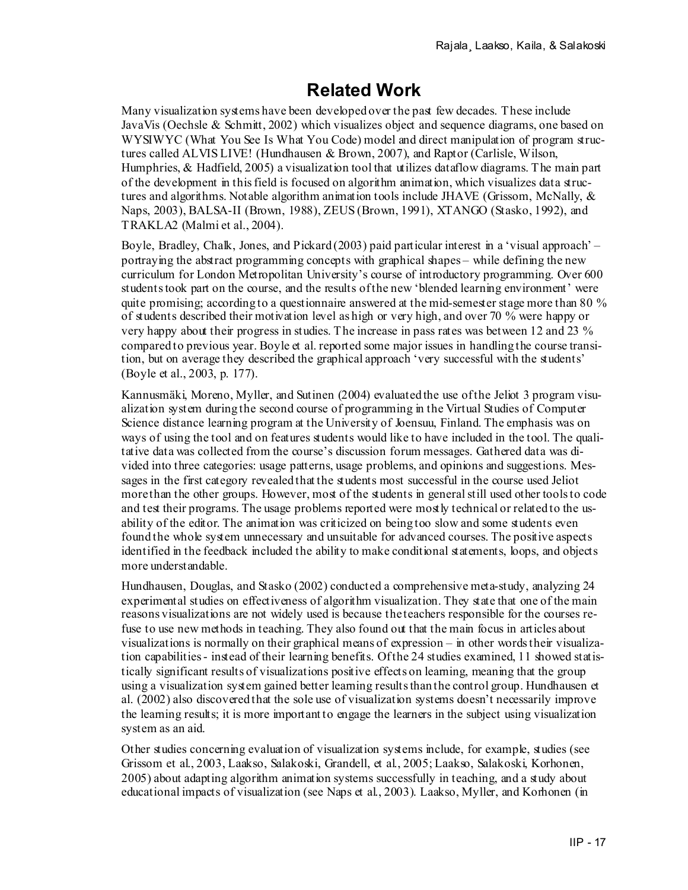## Related Work

Many visualization systems have been developed over the past few decades. These include JavaVis (Oechsle & Schmitt, 2002) which visualizes object and sequence diagrams, one based on WYSIWYC (What You See Is What You Code) model and direct manipulation of program structures called ALVIS LIVE! (Hundhausen & Brown, 2007), and Raptor (Carlisle, Wilson, Humphries, & Hadfield, 2005) a visualization tool that utilizes dataflow diagrams. The main part of the development in this field is focused on algorithm animation, which visualizes data structures and algorithms. Notable algorithm animation tools include JHAVE (Grissom, McNally, & Naps, 2003), BALSA-II (Brown, 1988), ZEUS (Brown, 1991), XTANGO (Stasko, 1992), and TRAKLA2 (Malmi et al., 2004).

Boyle, Bradley, Chalk, Jones, and Pickard (2003) paid particular interest in a 'visual approach' – portraying the abstract programming concepts with graphical shapes – while defining the new curriculum for London Metropolitan University's course of introductory programming. Over 600 students took part on the course, and the results of the new 'blended learning environment' were quite promising; according to a questionnaire answered at the mid-semester stage more than 80 % of students described their motivation level as high or very high, and over 70 % were happy or very happy about their progress in studies. The increase in pass rates was between 12 and 23 % compared to previous year. Boyle et al. reported some major issues in handling the course transition, but on average they described the graphical approach 'very successful with the students' (Boyle et al., 2003, p. 177).

Kannusmäki, Moreno, Myller, and Sutinen (2004) evaluated the use of the Jeliot 3 program visualization system during the second course of programming in the Virtual Studies of Computer Science distance learning program at the University of Joensuu, Finland. The emphasis was on ways of using the tool and on features students would like to have included in the tool. The qualitative data was collected from the course's discussion forum messages. Gathered data was divided into three categories: usage patterns, usage problems, and opinions and suggestions. Messages in the first category revealed that the students most successful in the course used Jeliot more than the other groups. However, most of the students in general still used other tools to code and test their programs. The usage problems reported were mostly technical or related to the usability of the editor. The animation was criticized on being too slow and some students even found the whole system unnecessary and unsuitable for advanced courses. The positive aspects identified in the feedback included the ability to make conditional statements, loops, and objects more understandable.

Hundhausen, Douglas, and Stasko (2002) conducted a comprehensive meta-study, analyzing 24 experimental studies on effectiveness of algorithm visualization. They state that one of the main reasons visualizations are not widely used is because the teachers responsible for the courses refuse to use new methods in teaching. They also found out that the main focus in articles about visualizations is normally on their graphical means of expression – in other words their visualization capabilities - instead of their learning benefits. Of the 24 studies examined, 11 showed statistically significant results of visualizations positive effects on learning, meaning that the group using a visualization system gained better learning results than the control group. Hundhausen et al. (2002) also discovered that the sole use of visualization systems doesn't necessarily improve the learning results; it is more important to engage the learners in the subject using visualization system as an aid.

Other studies concerning evaluation of visualization systems include, for example, studies (see Grissom et al., 2003, Laakso, Salakoski, Grandell, et al., 2005; Laakso, Salakoski, Korhonen, 2005) about adapting algorithm animation systems successfully in teaching, and a study about educational impacts of visualization (see Naps et al., 2003). Laakso, Myller, and Korhonen (in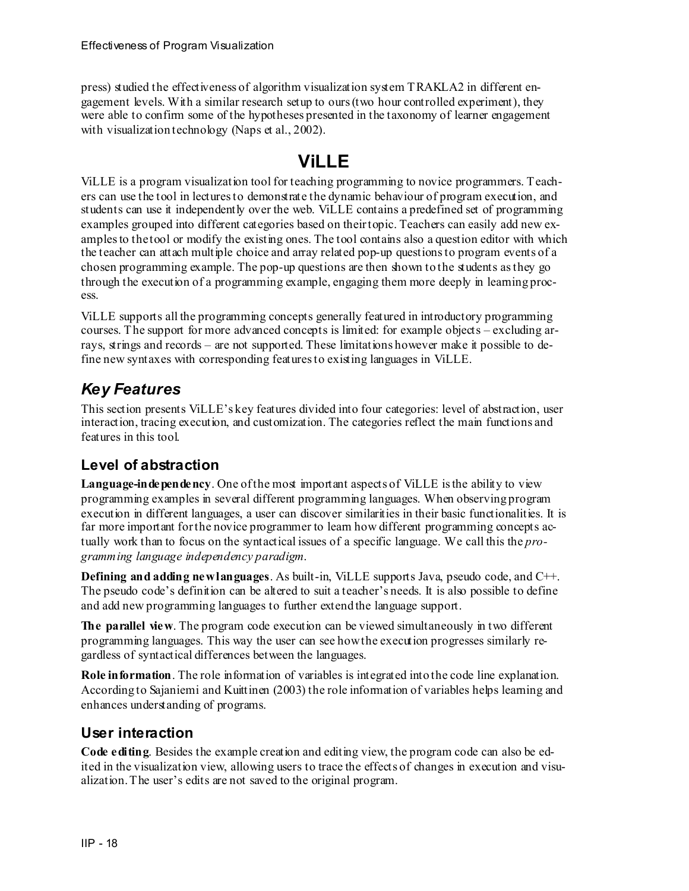press) studied the effectiveness of algorithm visualization system TRAKLA2 in different engagement levels. With a similar research setup to ours (two hour controlled experiment), they were able to confirm some of the hypotheses presented in the taxonomy of learner engagement with visualization technology (Naps et al., 2002).

# ViLLE

ViLLE is a program visualization tool for teaching programming to novice programmers. Teachers can use the tool in lectures to demonstrate the dynamic behaviour of program execution, and students can use it independently over the web. ViLLE contains a predefined set of programming examples grouped into different categories based on their topic. Teachers can easily add new examples to the tool or modify the existing ones. The tool contains also a question editor with which the teacher can attach multiple choice and array related pop-up questions to program events of a chosen programming example. The pop-up questions are then shown to the students as they go through the execution of a programming example, engaging them more deeply in learning process.

ViLLE supports all the programming concepts generally featured in introductory programming courses. The support for more advanced concepts is limited: for example objects – excluding arrays, strings and records – are not supported. These limitations however make it possible to define new syntaxes with corresponding features to existing languages in ViLLE.

## *Key Features*

This section presents ViLLE's key features divided into four categories: level of abstraction, user interaction, tracing execution, and customization. The categories reflect the main functions and features in this tool.

### Level of abstraction

**Language-independency**. One of the most important aspects of ViLLE is the ability to view programming examples in several different programming languages. When observing program execution in different languages, a user can discover similarities in their basic functionalities. It is far more important for the novice programmer to learn how different programming concepts actually work than to focus on the syntactical issues of a specific language. We call this the *programming language independency paradigm*.

**Defining and adding new languages**. As built-in, ViLLE supports Java, pseudo code, and C++. The pseudo code's definition can be altered to suit a teacher's needs. It is also possible to define and add new programming languages to further extend the language support.

**The parallel view**. The program code execution can be viewed simultaneously in two different programming languages. This way the user can see how the execution progresses similarly regardless of syntactical differences between the languages.

**Role information**. The role information of variables is integrated into the code line explanation. According to Sajaniemi and Kuittinen (2003) the role information of variables helps learning and enhances understanding of programs.

### User interaction

**Code editing**. Besides the example creation and editing view, the program code can also be edited in the visualization view, allowing users to trace the effects of changes in execution and visualization. The user's edits are not saved to the original program.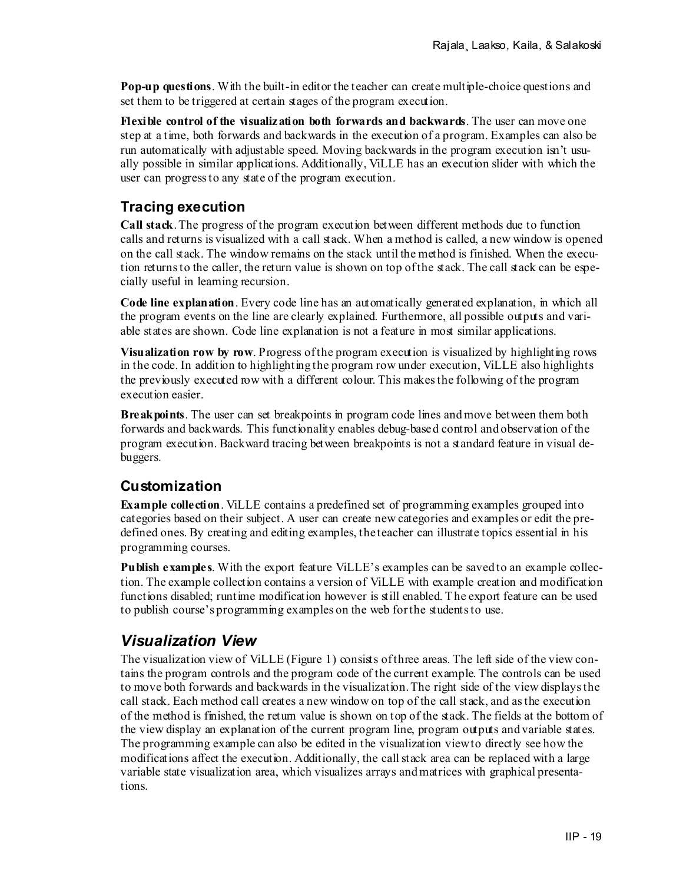**Pop-up questions**. With the built-in editor the teacher can create multiple-choice questions and set them to be triggered at certain stages of the program execution.

**Flexible control of the visualization both forwards and backwards**. The user can move one step at a time, both forwards and backwards in the execution of a program. Examples can also be run automatically with adjustable speed. Moving backwards in the program execution isn't usually possible in similar applications. Additionally, ViLLE has an execution slider with which the user can progress to any state of the program execution.

## Tracing execution

**Call stack**. The progress of the program execution between different methods due to function calls and returns is visualized with a call stack. When a method is called, a new window is opened on the call stack. The window remains on the stack until the method is finished. When the execution returns to the caller, the return value is shown on top of the stack. The call stack can be especially useful in learning recursion.

**Code line explanation**. Every code line has an automatically generated explanation, in which all the program events on the line are clearly explained. Furthermore, all possible outputs and variable states are shown. Code line explanation is not a feature in most similar applications.

**Visualization row by row**. Progress of the program execution is visualized by highlighting rows in the code. In addition to highlighting the program row under execution, ViLLE also highlights the previously executed row with a different colour. This makes the following of the program execution easier.

**Breakpoints**. The user can set breakpoints in program code lines and move between them both forwards and backwards. This functionality enables debug-based control and observation of the program execution. Backward tracing between breakpoints is not a standard feature in visual debuggers.

## Customization

**Example collection**. ViLLE contains a predefined set of programming examples grouped into categories based on their subject. A user can create new categories and examples or edit the predefined ones. By creating and editing examples, the teacher can illustrate topics essential in his programming courses.

**Publish examples**. With the export feature ViLLE's examples can be saved to an example collection. The example collection contains a version of ViLLE with example creation and modification functions disabled; runtime modification however is still enabled. The export feature can be used to publish course's programming examples on the web for the students to use.

## *Visualization View*

The visualization view of ViLLE (Figure 1) consists of three areas. The left side of the view contains the program controls and the program code of the current example. The controls can be used to move both forwards and backwards in the visualization. The right side of the view displays the call stack. Each method call creates a new window on top of the call stack, and as the execution of the method is finished, the return value is shown on top of the stack. The fields at the bottom of the view display an explanation of the current program line, program outputs and variable states. The programming example can also be edited in the visualization view to directly see how the modifications affect the execution. Additionally, the call stack area can be replaced with a large variable state visualization area, which visualizes arrays and matrices with graphical presentations.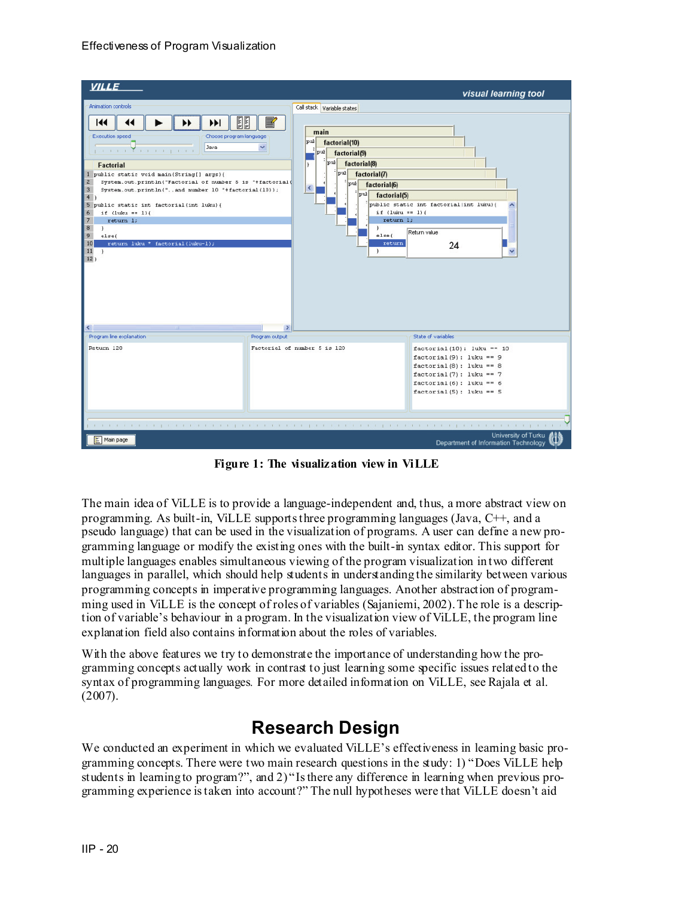Figure 1: The visualization view in ViLLE

The main idea of ViLLE is to provide a language-independent and, thus, a more abstract view on programming. As built-in, ViLLE supports three programming languages (Java, C++, and a pseudo language) that can be used in the visualization of programs. A user can define a new programming language or modify the existing ones with the built-in syntax editor. This support for multiple languages enables simultaneous viewing of the program visualization in two different languages in parallel, which should help students in understanding the similarity between various programming concepts in imperative programming languages. Another abstraction of programming used in ViLLE is the concept of roles of variables (Sajaniemi, 2002). The role is a description of variable's behaviour in a program. In the visualization view of ViLLE, the program line explanation field also contains information about the roles of variables.

With the above features we try to demonstrate the importance of understanding how the programming concepts actually work in contrast to just learning some specific issues related to the syntax of programming languages. For more detailed information on ViLLE, see Rajala et al. (2007).

## Research Design

We conducted an experiment in which we evaluated ViLLE's effectiveness in learning basic programming concepts. There were two main research questions in the study: 1) "Does ViLLE help students in learning to program?", and 2) "Is there any difference in learning when previous programming experience is taken into account?" The null hypotheses were that ViLLE doesn't aid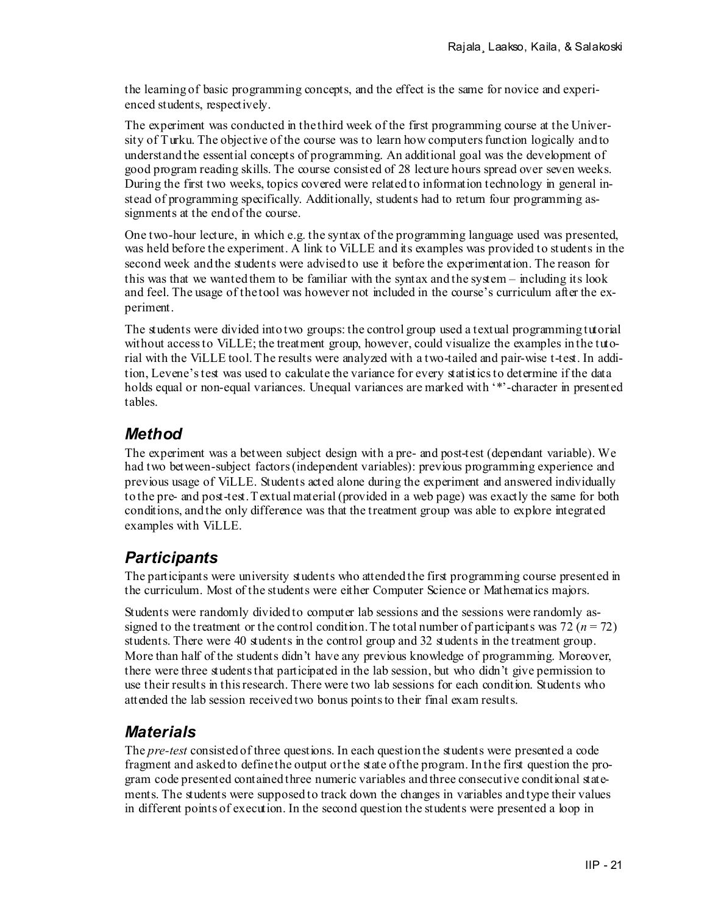the learning of basic programming concepts, and the effect is the same for novice and experienced students, respectively.

The experiment was conducted in the third week of the first programming course at the University of Turku. The objective of the course was to learn how computers function logically and to understand the essential concepts of programming. An additional goal was the development of good program reading skills. The course consisted of 28 lecture hours spread over seven weeks. During the first two weeks, topics covered were related to information technology in general instead of programming specifically. Additionally, students had to return four programming assignments at the end of the course.

One two-hour lecture, in which e.g. the syntax of the programming language used was presented, was held before the experiment. A link to ViLLE and its examples was provided to students in the second week and the students were advised to use it before the experimentation. The reason for this was that we wanted them to be familiar with the syntax and the system – including its look and feel. The usage of the tool was however not included in the course's curriculum after the experiment.

The students were divided into two groups: the control group used a textual programming tutorial without access to ViLLE; the treatment group, however, could visualize the examples in the tutorial with the ViLLE tool. The results were analyzed with a two-tailed and pair-wise t-test. In addition, Levene's test was used to calculate the variance for every statistics to determine if the data holds equal or non-equal variances. Unequal variances are marked with '*'-character in presented tables.

## Method

The experiment was a between subject design with a pre- and post-test (dependant variable). We had two between-subject factors (independent variables): previous programming experience and previous usage of ViLLE. Students acted alone during the experiment and answered individually to the pre- and post-test. Textual material (provided in a web page) was exactly the same for both conditions, and the only difference was that the treatment group was able to explore integrated examples with ViLLE.

## Participants

The participants were university students who attended the first programming course presented in the curriculum. Most of the students were either Computer Science or Mathematics majors.

Students were randomly divided to computer lab sessions and the sessions were randomly assigned to the treatment or the control condition. The total number of participants was 72 ($n = 72$) students. There were 40 students in the control group and 32 students in the treatment group. More than half of the students didn't have any previous knowledge of programming. Moreover, there were three students that participated in the lab session, but who didn't give permission to use their results in this research. There were two lab sessions for each condition. Students who attended the lab session received two bonus points to their final exam results.

## Materials

The *pre-test* consisted of three questions. In each question the students were presented a code fragment and asked to define the output or the state of the program. In the first question the program code presented contained three numeric variables and three consecutive conditional statements. The students were supposed to track down the changes in variables and type their values in different points of execution. In the second question the students were presented a loop in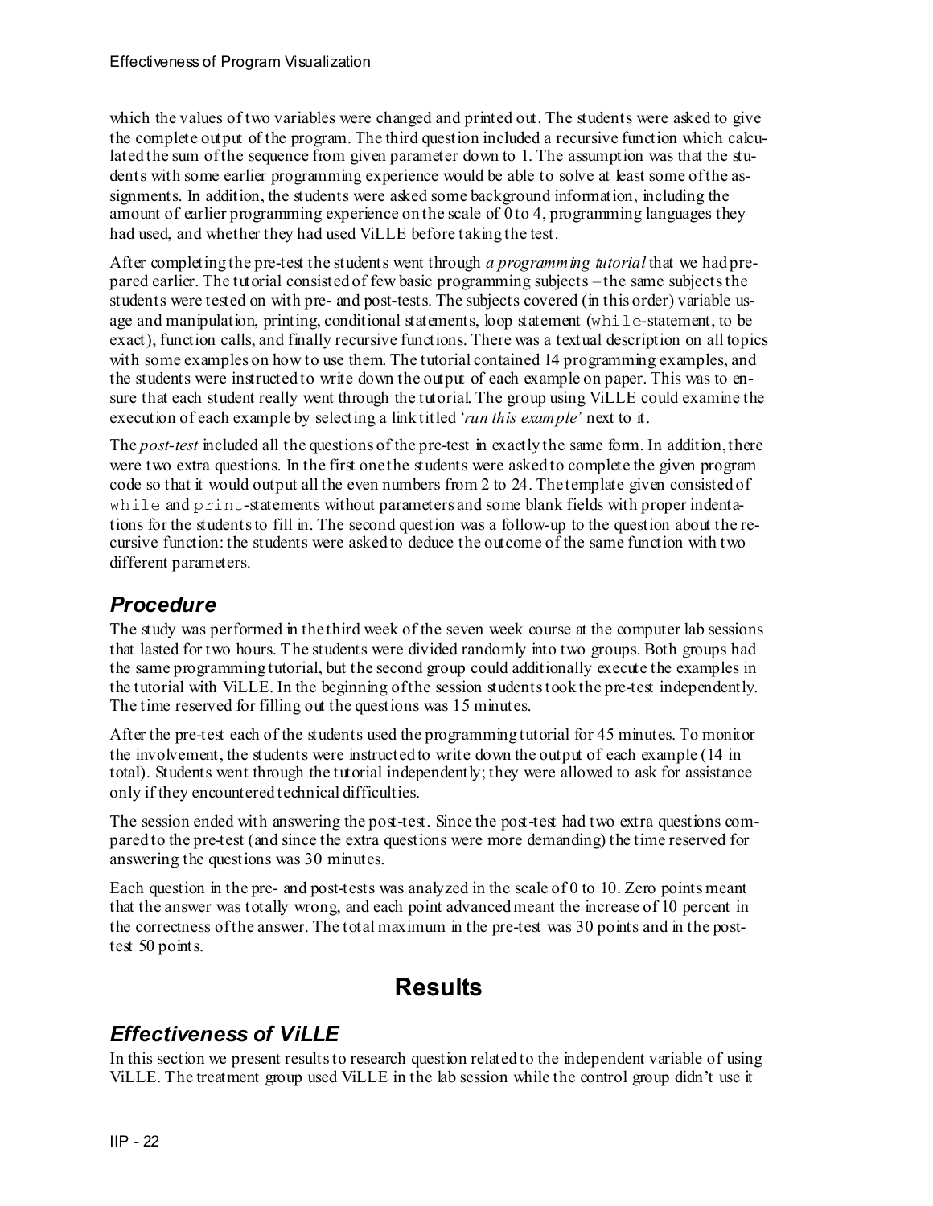which the values of two variables were changed and printed out. The students were asked to give the complete output of the program. The third question included a recursive function which calculated the sum of the sequence from given parameter down to 1. The assumption was that the students with some earlier programming experience would be able to solve at least some of the assignments. In addition, the students were asked some background information, including the amount of earlier programming experience on the scale of 0 to 4, programming languages they had used, and whether they had used ViLLE before taking the test.

After completing the pre-test the students went through *a programming tutorial* that we had prepared earlier. The tutorial consisted of few basic programming subjects – the same subjects the students were tested on with pre- and post-tests. The subjects covered (in this order) variable usage and manipulation, printing, conditional statements, loop statement (`while`-statement, to be exact), function calls, and finally recursive functions. There was a textual description on all topics with some examples on how to use them. The tutorial contained 14 programming examples, and the students were instructed to write down the output of each example on paper. This was to ensure that each student really went through the tutorial. The group using ViLLE could examine the execution of each example by selecting a link titled *'run this example'* next to it.

The *post-test* included all the questions of the pre-test in exactly the same form. In addition, there were two extra questions. In the first one the students were asked to complete the given program code so that it would output all the even numbers from 2 to 24. The template given consisted of `while` and `print`-statements without parameters and some blank fields with proper indentations for the students to fill in. The second question was a follow-up to the question about the recursive function: the students were asked to deduce the outcome of the same function with two different parameters.

### *Procedure*

The study was performed in the third week of the seven week course at the computer lab sessions that lasted for two hours. The students were divided randomly into two groups. Both groups had the same programming tutorial, but the second group could additionally execute the examples in the tutorial with ViLLE. In the beginning of the session students took the pre-test independently. The time reserved for filling out the questions was 15 minutes.

After the pre-test each of the students used the programming tutorial for 45 minutes. To monitor the involvement, the students were instructed to write down the output of each example (14 in total). Students went through the tutorial independently; they were allowed to ask for assistance only if they encountered technical difficulties.

The session ended with answering the post-test. Since the post-test had two extra questions compared to the pre-test (and since the extra questions were more demanding) the time reserved for answering the questions was 30 minutes.

Each question in the pre- and post-tests was analyzed in the scale of 0 to 10. Zero points meant that the answer was totally wrong, and each point advanced meant the increase of 10 percent in the correctness of the answer. The total maximum in the pre-test was 30 points and in the post-test 50 points.

## Results

### *Effectiveness of ViLLE*

In this section we present results to research question related to the independent variable of using ViLLE. The treatment group used ViLLE in the lab session while the control group didn't use it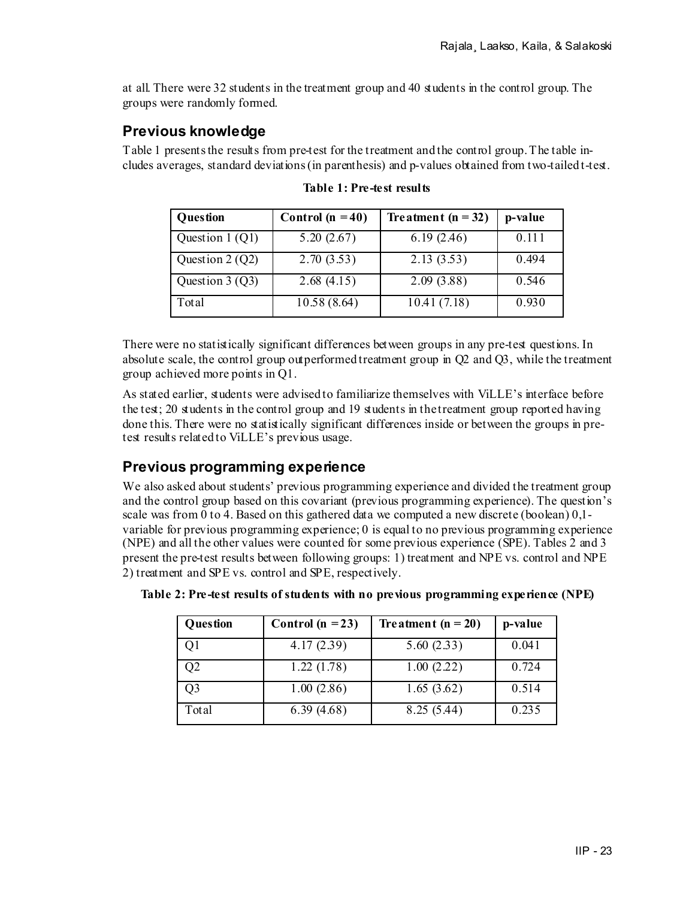at all. There were 32 students in the treatment group and 40 students in the control group. The groups were randomly formed.

## Previous knowledge

Table 1 presents the results from pre-test for the treatment and the control group. The table includes averages, standard deviations (in parenthesis) and p-values obtained from two-tailed t-test.

**Table 1: Pre-test results**

| Question | Control (n = 40) | Treatment (n = 32) | p-value |
|---|---|---|---|
| Question 1 (Q1) | 5.20 (2.67) | 6.19 (2.46) | 0.111 |
| Question 2 (Q2) | 2.70 (3.53) | 2.13 (3.53) | 0.494 |
| Question 3 (Q3) | 2.68 (4.15) | 2.09 (3.88) | 0.546 |
| Total | 10.58 (8.64) | 10.41 (7.18) | 0.930 |

There were no statistically significant differences between groups in any pre-test questions. In absolute scale, the control group outperformed treatment group in Q2 and Q3, while the treatment group achieved more points in Q1.

As stated earlier, students were advised to familiarize themselves with ViLLE's interface before the test; 20 students in the control group and 19 students in the treatment group reported having done this. There were no statistically significant differences inside or between the groups in pre-test results related to ViLLE's previous usage.

## Previous programming experience

We also asked about students' previous programming experience and divided the treatment group and the control group based on this covariant (previous programming experience). The question's scale was from 0 to 4. Based on this gathered data we computed a new discrete (boolean) 0,1-variable for previous programming experience; 0 is equal to no previous programming experience (NPE) and all the other values were counted for some previous experience (SPE). Tables 2 and 3 present the pre-test results between following groups: 1) treatment and NPE vs. control and NPE 2) treatment and SPE vs. control and SPE, respectively.

**Table 2: Pre-test results of students with no previous programming experience (NPE)**

| Question | Control (n = 23) | Treatment (n = 20) | p-value |
|---|---|---|---|
| Q1 | 4.17 (2.39) | 5.60 (2.33) | 0.041 |
| Q2 | 1.22 (1.78) | 1.00 (2.22) | 0.724 |
| Q3 | 1.00 (2.86) | 1.65 (3.62) | 0.514 |
| Total | 6.39 (4.68) | 8.25 (5.44) | 0.235 |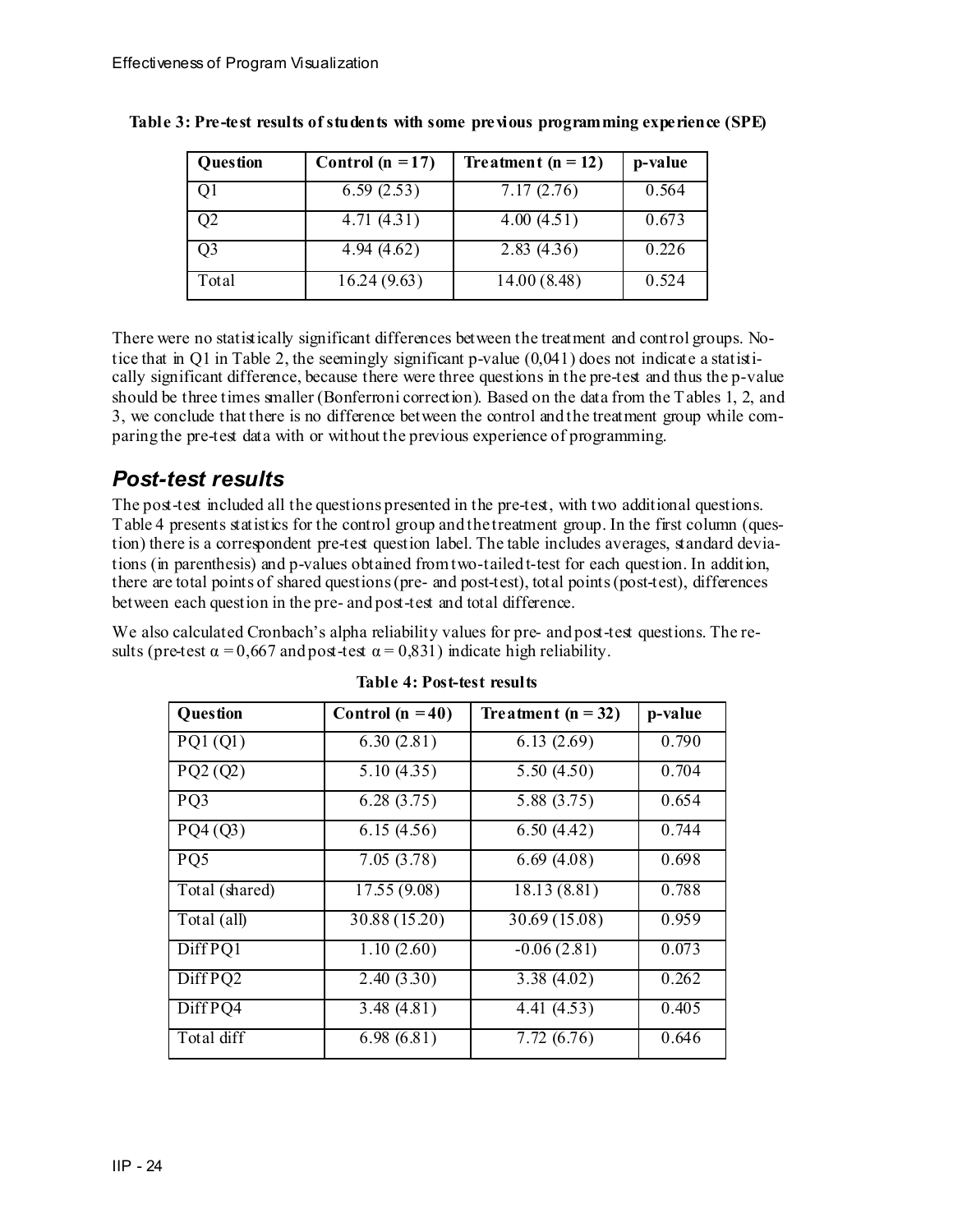**Table 3: Pre-test results of students with some previous programming experience (SPE)**

| Question | Control (n = 17) | Treatment (n = 12) | p-value |
|---|---|---|---|
| Q1 | 6.59 (2.53) | 7.17 (2.76) | 0.564 |
| Q2 | 4.71 (4.31) | 4.00 (4.51) | 0.673 |
| Q3 | 4.94 (4.62) | 2.83 (4.36) | 0.226 |
| Total | 16.24 (9.63) | 14.00 (8.48) | 0.524 |

There were no statistically significant differences between the treatment and control groups. Notice that in Q1 in Table 2, the seemingly significant p-value (0,041) does not indicate a statistically significant difference, because there were three questions in the pre-test and thus the p-value should be three times smaller (Bonferroni correction). Based on the data from the Tables 1, 2, and 3, we conclude that there is no difference between the control and the treatment group while comparing the pre-test data with or without the previous experience of programming.

## Post-test results

The post-test included all the questions presented in the pre-test, with two additional questions. Table 4 presents statistics for the control group and the treatment group. In the first column (question) there is a correspondent pre-test question label. The table includes averages, standard deviations (in parenthesis) and p-values obtained from two-tailed t-test for each question. In addition, there are total points of shared questions (pre- and post-test), total points (post-test), differences between each question in the pre- and post-test and total difference.

We also calculated Cronbach's alpha reliability values for pre- and post-test questions. The results (pre-test $\alpha = 0{,}667$ and post-test $\alpha = 0{,}831$) indicate high reliability.

**Table 4: Post-test results**

| Question | Control (n = 40) | Treatment (n = 32) | p-value |
|---|---|---|---|
| PQ1 (Q1) | 6.30 (2.81) | 6.13 (2.69) | 0.790 |
| PQ2 (Q2) | 5.10 (4.35) | 5.50 (4.50) | 0.704 |
| PQ3 | 6.28 (3.75) | 5.88 (3.75) | 0.654 |
| PQ4 (Q3) | 6.15 (4.56) | 6.50 (4.42) | 0.744 |
| PQ5 | 7.05 (3.78) | 6.69 (4.08) | 0.698 |
| Total (shared) | 17.55 (9.08) | 18.13 (8.81) | 0.788 |
| Total (all) | 30.88 (15.20) | 30.69 (15.08) | 0.959 |
| Diff PQ1 | 1.10 (2.60) | -0.06 (2.81) | 0.073 |
| Diff PQ2 | 2.40 (3.30) | 3.38 (4.02) | 0.262 |
| Diff PQ4 | 3.48 (4.81) | 4.41 (4.53) | 0.405 |
| Total diff | 6.98 (6.81) | 7.72 (6.76) | 0.646 |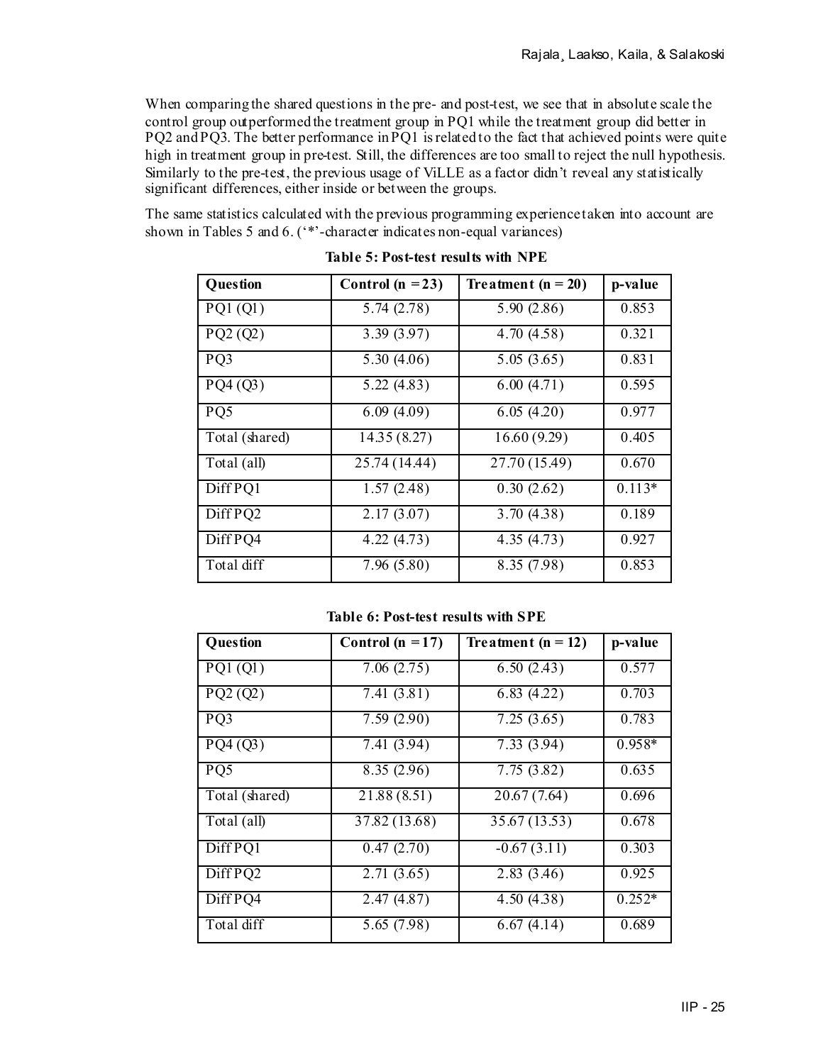When comparing the shared questions in the pre- and post-test, we see that in absolute scale the control group outperformed the treatment group in PQ1 while the treatment group did better in PQ2 and PQ3. The better performance in PQ1 is related to the fact that achieved points were quite high in treatment group in pre-test. Still, the differences are too small to reject the null hypothesis. Similarly to the pre-test, the previous usage of ViLLE as a factor didn't reveal any statistically significant differences, either inside or between the groups.

The same statistics calculated with the previous programming experience taken into account are shown in Tables 5 and 6. ('*'-character indicates non-equal variances)

**Table 5: Post-test results with NPE**

| Question | Control (n = 23) | Treatment (n = 20) | p-value |
|---|---|---|---|
| PQ1 (Q1) | 5.74 (2.78) | 5.90 (2.86) | 0.853 |
| PQ2 (Q2) | 3.39 (3.97) | 4.70 (4.58) | 0.321 |
| PQ3 | 5.30 (4.06) | 5.05 (3.65) | 0.831 |
| PQ4 (Q3) | 5.22 (4.83) | 6.00 (4.71) | 0.595 |
| PQ5 | 6.09 (4.09) | 6.05 (4.20) | 0.977 |
| Total (shared) | 14.35 (8.27) | 16.60 (9.29) | 0.405 |
| Total (all) | 25.74 (14.44) | 27.70 (15.49) | 0.670 |
| Diff PQ1 | 1.57 (2.48) | 0.30 (2.62) | 0.113* |
| Diff PQ2 | 2.17 (3.07) | 3.70 (4.38) | 0.189 |
| Diff PQ4 | 4.22 (4.73) | 4.35 (4.73) | 0.927 |
| Total diff | 7.96 (5.80) | 8.35 (7.98) | 0.853 |

**Table 6: Post-test results with SPE**

| Question | Control (n = 17) | Treatment (n = 12) | p-value |
|---|---|---|---|
| PQ1 (Q1) | 7.06 (2.75) | 6.50 (2.43) | 0.577 |
| PQ2 (Q2) | 7.41 (3.81) | 6.83 (4.22) | 0.703 |
| PQ3 | 7.59 (2.90) | 7.25 (3.65) | 0.783 |
| PQ4 (Q3) | 7.41 (3.94) | 7.33 (3.94) | 0.958* |
| PQ5 | 8.35 (2.96) | 7.75 (3.82) | 0.635 |
| Total (shared) | 21.88 (8.51) | 20.67 (7.64) | 0.696 |
| Total (all) | 37.82 (13.68) | 35.67 (13.53) | 0.678 |
| Diff PQ1 | 0.47 (2.70) | -0.67 (3.11) | 0.303 |
| Diff PQ2 | 2.71 (3.65) | 2.83 (3.46) | 0.925 |
| Diff PQ4 | 2.47 (4.87) | 4.50 (4.38) | 0.252* |
| Total diff | 5.65 (7.98) | 6.67 (4.14) | 0.689 |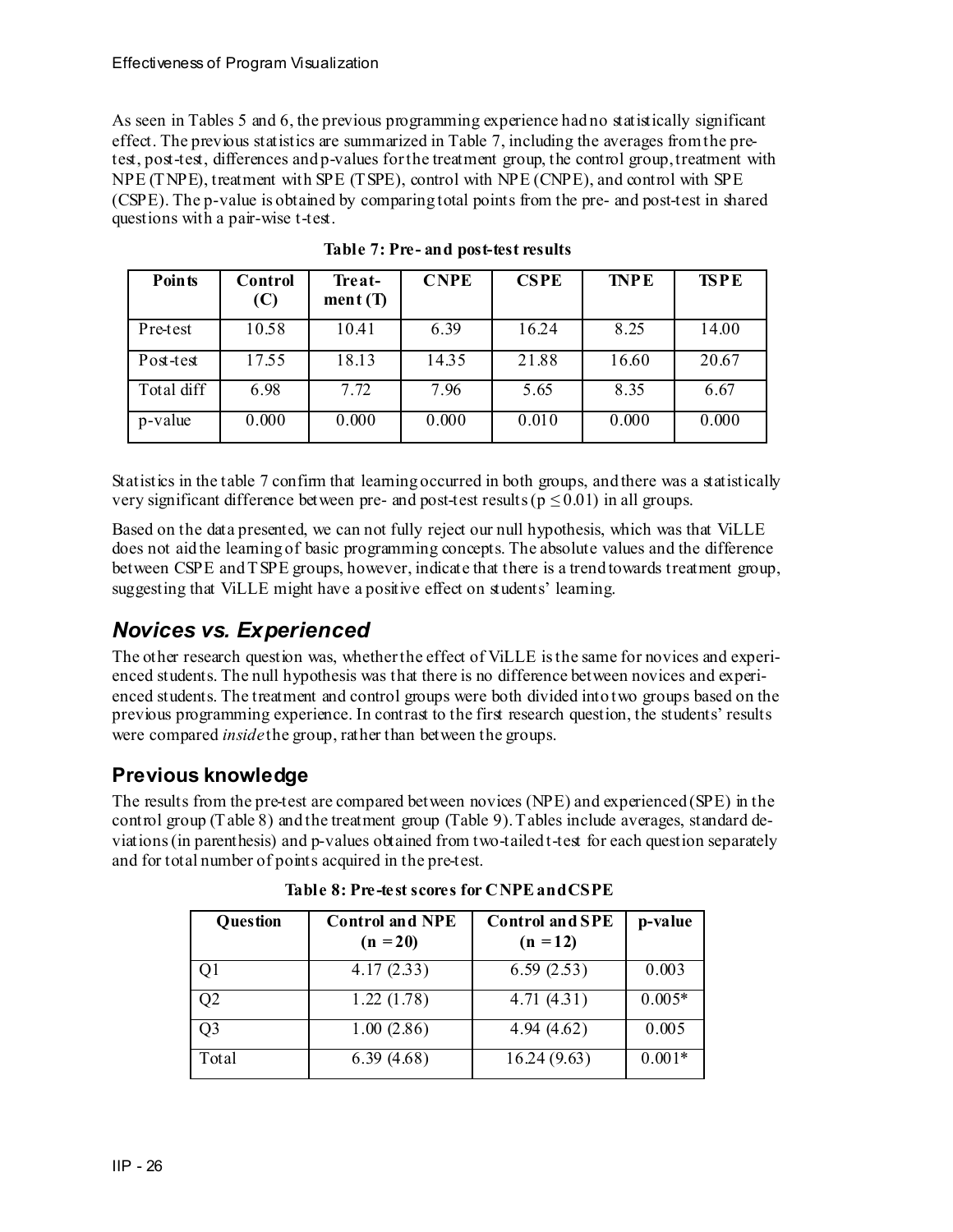As seen in Tables 5 and 6, the previous programming experience had no statistically significant effect. The previous statistics are summarized in Table 7, including the averages from the pre-test, post-test, differences and p-values for the treatment group, the control group, treatment with NPE (TNPE), treatment with SPE (TSPE), control with NPE (CNPE), and control with SPE (CSPE). The p-value is obtained by comparing total points from the pre- and post-test in shared questions with a pair-wise t-test.

**Table 7: Pre- and post-test results**

| Points | Control (C) | Treat-ment (T) | CNPE | CSPE | TNPE | TSPE |
|---|---|---|---|---|---|---|
| Pre-test | 10.58 | 10.41 | 6.39 | 16.24 | 8.25 | 14.00 |
| Post-test | 17.55 | 18.13 | 14.35 | 21.88 | 16.60 | 20.67 |
| Total diff | 6.98 | 7.72 | 7.96 | 5.65 | 8.35 | 6.67 |
| p-value | 0.000 | 0.000 | 0.000 | 0.010 | 0.000 | 0.000 |

Statistics in the table 7 confirm that learning occurred in both groups, and there was a statistically very significant difference between pre- and post-test results ($p \leq 0.01$) in all groups.

Based on the data presented, we can not fully reject our null hypothesis, which was that ViLLE does not aid the learning of basic programming concepts. The absolute values and the difference between CSPE and TSPE groups, however, indicate that there is a trend towards treatment group, suggesting that ViLLE might have a positive effect on students' learning.

## *Novices vs. Experienced*

The other research question was, whether the effect of ViLLE is the same for novices and experienced students. The null hypothesis was that there is no difference between novices and experienced students. The treatment and control groups were both divided into two groups based on the previous programming experience. In contrast to the first research question, the students' results were compared *inside* the group, rather than between the groups.

### Previous knowledge

The results from the pre-test are compared between novices (NPE) and experienced (SPE) in the control group (Table 8) and the treatment group (Table 9). Tables include averages, standard deviations (in parenthesis) and p-values obtained from two-tailed t-test for each question separately and for total number of points acquired in the pre-test.

**Table 8: Pre-test scores for CNPE and CSPE**

| Question | Control and NPE (n = 20) | Control and SPE (n = 12) | p-value |
|---|---|---|---|
| Q1 | 4.17 (2.33) | 6.59 (2.53) | 0.003 |
| Q2 | 1.22 (1.78) | 4.71 (4.31) | 0.005* |
| Q3 | 1.00 (2.86) | 4.94 (4.62) | 0.005 |
| Total | 6.39 (4.68) | 16.24 (9.63) | 0.001* |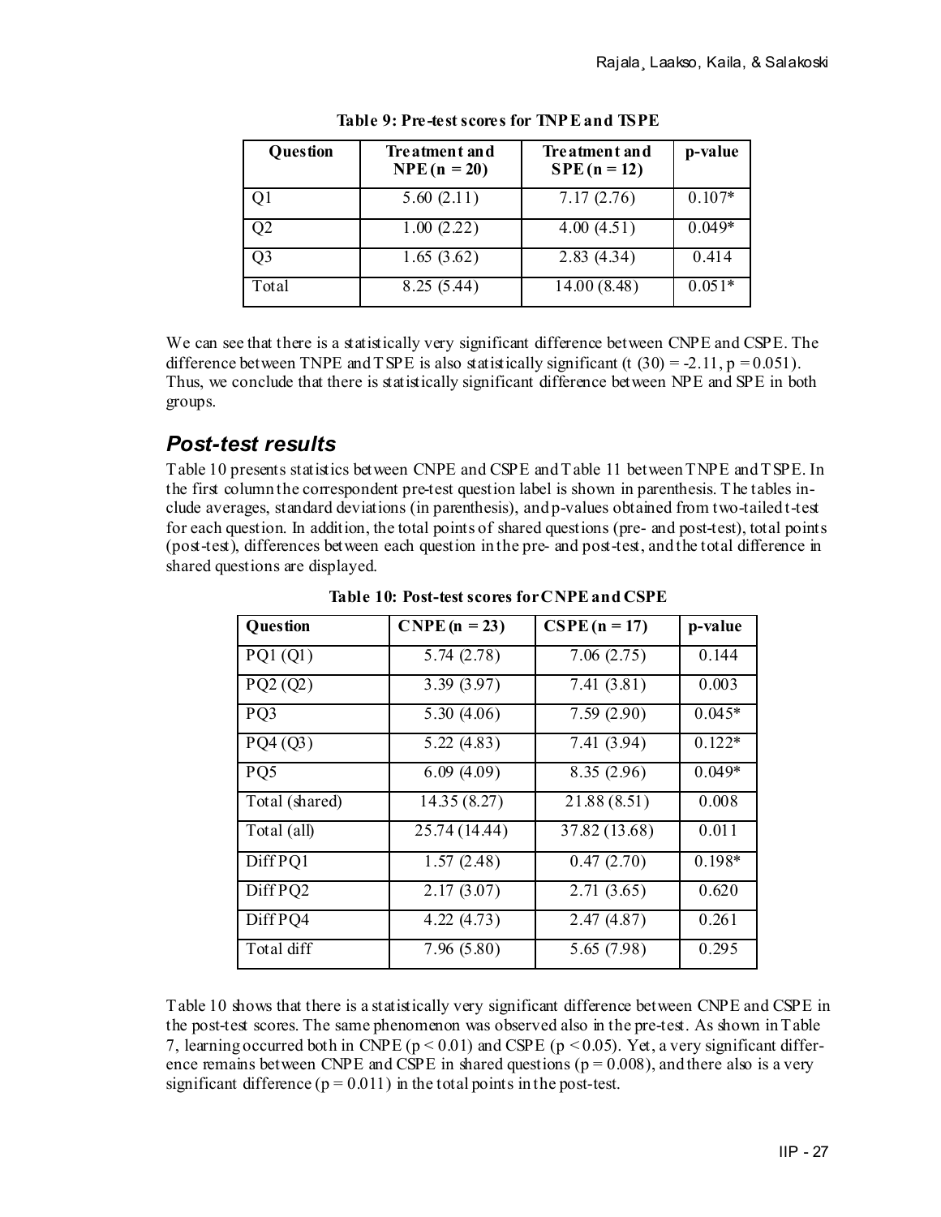**Table 9: Pre-test scores for TNPE and TSPE**

| Question | Treatment and NPE (n = 20) | Treatment and SPE (n = 12) | p-value |
|---|---|---|---|
| Q1 | 5.60 (2.11) | 7.17 (2.76) | 0.107* |
| Q2 | 1.00 (2.22) | 4.00 (4.51) | 0.049* |
| Q3 | 1.65 (3.62) | 2.83 (4.34) | 0.414 |
| Total | 8.25 (5.44) | 14.00 (8.48) | 0.051* |

We can see that there is a statistically very significant difference between CNPE and CSPE. The difference between TNPE and TSPE is also statistically significant ($t(30) = -2.11$, $p = 0.051$). Thus, we conclude that there is statistically significant difference between NPE and SPE in both groups.

## *Post-test results*

Table 10 presents statistics between CNPE and CSPE and Table 11 between TNPE and TSPE. In the first column the correspondent pre-test question label is shown in parenthesis. The tables include averages, standard deviations (in parenthesis), and p-values obtained from two-tailed t-test for each question. In addition, the total points of shared questions (pre- and post-test), total points (post-test), differences between each question in the pre- and post-test, and the total difference in shared questions are displayed.

**Table 10: Post-test scores for CNPE and CSPE**

| Question | CNPE (n = 23) | CSPE (n = 17) | p-value |
|---|---|---|---|
| PQ1 (Q1) | 5.74 (2.78) | 7.06 (2.75) | 0.144 |
| PQ2 (Q2) | 3.39 (3.97) | 7.41 (3.81) | 0.003 |
| PQ3 | 5.30 (4.06) | 7.59 (2.90) | 0.045* |
| PQ4 (Q3) | 5.22 (4.83) | 7.41 (3.94) | 0.122* |
| PQ5 | 6.09 (4.09) | 8.35 (2.96) | 0.049* |
| Total (shared) | 14.35 (8.27) | 21.88 (8.51) | 0.008 |
| Total (all) | 25.74 (14.44) | 37.82 (13.68) | 0.011 |
| Diff PQ1 | 1.57 (2.48) | 0.47 (2.70) | 0.198* |
| Diff PQ2 | 2.17 (3.07) | 2.71 (3.65) | 0.620 |
| Diff PQ4 | 4.22 (4.73) | 2.47 (4.87) | 0.261 |
| Total diff | 7.96 (5.80) | 5.65 (7.98) | 0.295 |

Table 10 shows that there is a statistically very significant difference between CNPE and CSPE in the post-test scores. The same phenomenon was observed also in the pre-test. As shown in Table 7, learning occurred both in CNPE ($p < 0.01$) and CSPE ($p < 0.05$). Yet, a very significant difference remains between CNPE and CSPE in shared questions ($p = 0.008$), and there also is a very significant difference ($p = 0.011$) in the total points in the post-test.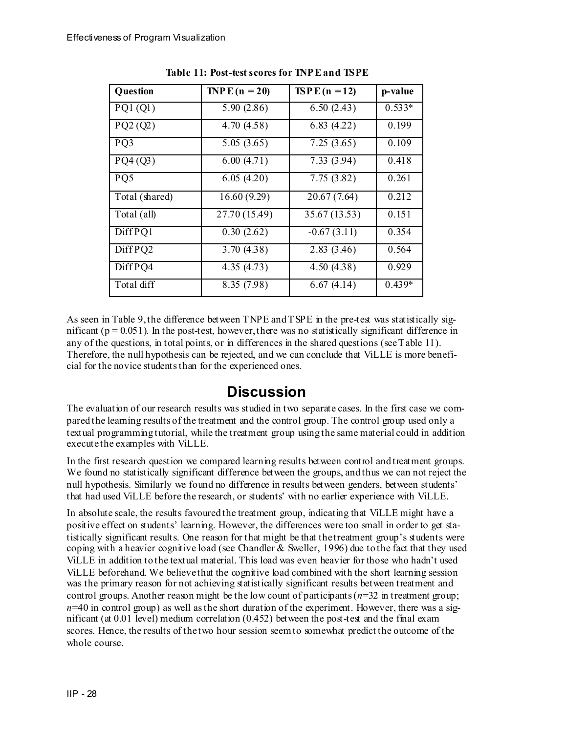**Table 11: Post-test scores for TNPE and TSPE**

| Question | TNPE (n = 20) | TSPE (n = 12) | p-value |
|---|---|---|---|
| PQ1 (Q1) | 5.90 (2.86) | 6.50 (2.43) | 0.533* |
| PQ2 (Q2) | 4.70 (4.58) | 6.83 (4.22) | 0.199 |
| PQ3 | 5.05 (3.65) | 7.25 (3.65) | 0.109 |
| PQ4 (Q3) | 6.00 (4.71) | 7.33 (3.94) | 0.418 |
| PQ5 | 6.05 (4.20) | 7.75 (3.82) | 0.261 |
| Total (shared) | 16.60 (9.29) | 20.67 (7.64) | 0.212 |
| Total (all) | 27.70 (15.49) | 35.67 (13.53) | 0.151 |
| Diff PQ1 | 0.30 (2.62) | -0.67 (3.11) | 0.354 |
| Diff PQ2 | 3.70 (4.38) | 2.83 (3.46) | 0.564 |
| Diff PQ4 | 4.35 (4.73) | 4.50 (4.38) | 0.929 |
| Total diff | 8.35 (7.98) | 6.67 (4.14) | 0.439* |

As seen in Table 9, the difference between TNPE and TSPE in the pre-test was statistically significant ($p = 0.051$). In the post-test, however, there was no statistically significant difference in any of the questions, in total points, or in differences in the shared questions (see Table 11). Therefore, the null hypothesis can be rejected, and we can conclude that ViLLE is more beneficial for the novice students than for the experienced ones.

## Discussion

The evaluation of our research results was studied in two separate cases. In the first case we compared the learning results of the treatment and the control group. The control group used only a textual programming tutorial, while the treatment group using the same material could in addition execute the examples with ViLLE.

In the first research question we compared learning results between control and treatment groups. We found no statistically significant difference between the groups, and thus we can not reject the null hypothesis. Similarly we found no difference in results between genders, between students' that had used ViLLE before the research, or students' with no earlier experience with ViLLE.

In absolute scale, the results favoured the treatment group, indicating that ViLLE might have a positive effect on students' learning. However, the differences were too small in order to get statistically significant results. One reason for that might be that the treatment group's students were coping with a heavier cognitive load (see Chandler & Sweller, 1996) due to the fact that they used ViLLE in addition to the textual material. This load was even heavier for those who hadn't used ViLLE beforehand. We believe that the cognitive load combined with the short learning session was the primary reason for not achieving statistically significant results between treatment and control groups. Another reason might be the low count of participants ($n$=32 in treatment group; $n$=40 in control group) as well as the short duration of the experiment. However, there was a significant (at 0.01 level) medium correlation (0.452) between the post-test and the final exam scores. Hence, the results of the two hour session seem to somewhat predict the outcome of the whole course.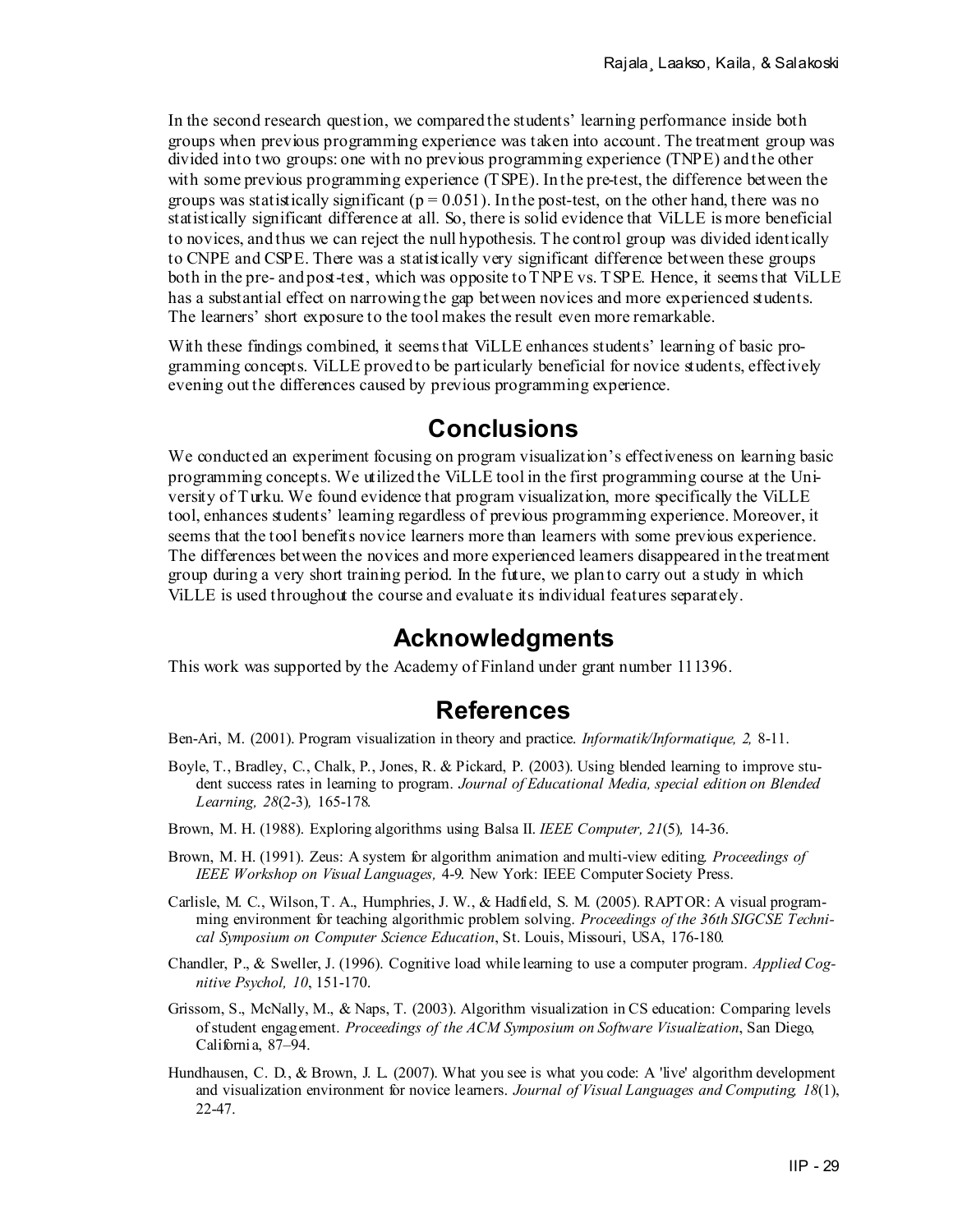In the second research question, we compared the students' learning performance inside both groups when previous programming experience was taken into account. The treatment group was divided into two groups: one with no previous programming experience (TNPE) and the other with some previous programming experience (TSPE). In the pre-test, the difference between the groups was statistically significant ($p = 0.051$). In the post-test, on the other hand, there was no statistically significant difference at all. So, there is solid evidence that ViLLE is more beneficial to novices, and thus we can reject the null hypothesis. The control group was divided identically to CNPE and CSPE. There was a statistically very significant difference between these groups both in the pre- and post-test, which was opposite to TNPE vs. TSPE. Hence, it seems that ViLLE has a substantial effect on narrowing the gap between novices and more experienced students. The learners' short exposure to the tool makes the result even more remarkable.

With these findings combined, it seems that ViLLE enhances students' learning of basic programming concepts. ViLLE proved to be particularly beneficial for novice students, effectively evening out the differences caused by previous programming experience.

## Conclusions

We conducted an experiment focusing on program visualization's effectiveness on learning basic programming concepts. We utilized the ViLLE tool in the first programming course at the University of Turku. We found evidence that program visualization, more specifically the ViLLE tool, enhances students' learning regardless of previous programming experience. Moreover, it seems that the tool benefits novice learners more than learners with some previous experience. The differences between the novices and more experienced learners disappeared in the treatment group during a very short training period. In the future, we plan to carry out a study in which ViLLE is used throughout the course and evaluate its individual features separately.

## Acknowledgments

This work was supported by the Academy of Finland under grant number 111396.

## References

Ben-Ari, M. (2001). Program visualization in theory and practice. *Informatik/Informatique, 2,* 8-11.

Boyle, T., Bradley, C., Chalk, P., Jones, R. & Pickard, P. (2003). Using blended learning to improve student success rates in learning to program. *Journal of Educational Media, special edition on Blended Learning, 28*(2-3)*,* 165-178.

Brown, M. H. (1988). Exploring algorithms using Balsa II. *IEEE Computer, 21*(5)*,* 14-36.

Brown, M. H. (1991). Zeus: A system for algorithm animation and multi-view editing. *Proceedings of IEEE Workshop on Visual Languages,* 4-9. New York: IEEE Computer Society Press.

Carlisle, M. C., Wilson, T. A., Humphries, J. W., & Hadfield, S. M. (2005). RAPTOR: A visual programming environment for teaching algorithmic problem solving. *Proceedings of the 36th SIGCSE Technical Symposium on Computer Science Education*, St. Louis, Missouri, USA, 176-180.

Chandler, P., & Sweller, J. (1996). Cognitive load while learning to use a computer program. *Applied Cognitive Psychol, 10*, 151-170.

Grissom, S., McNally, M., & Naps, T. (2003). Algorithm visualization in CS education: Comparing levels of student engagement. *Proceedings of the ACM Symposium on Software Visualization*, San Diego, California, 87–94.

Hundhausen, C. D., & Brown, J. L. (2007). What you see is what you code: A 'live' algorithm development and visualization environment for novice learners. *Journal of Visual Languages and Computing, 18*(1), 22-47.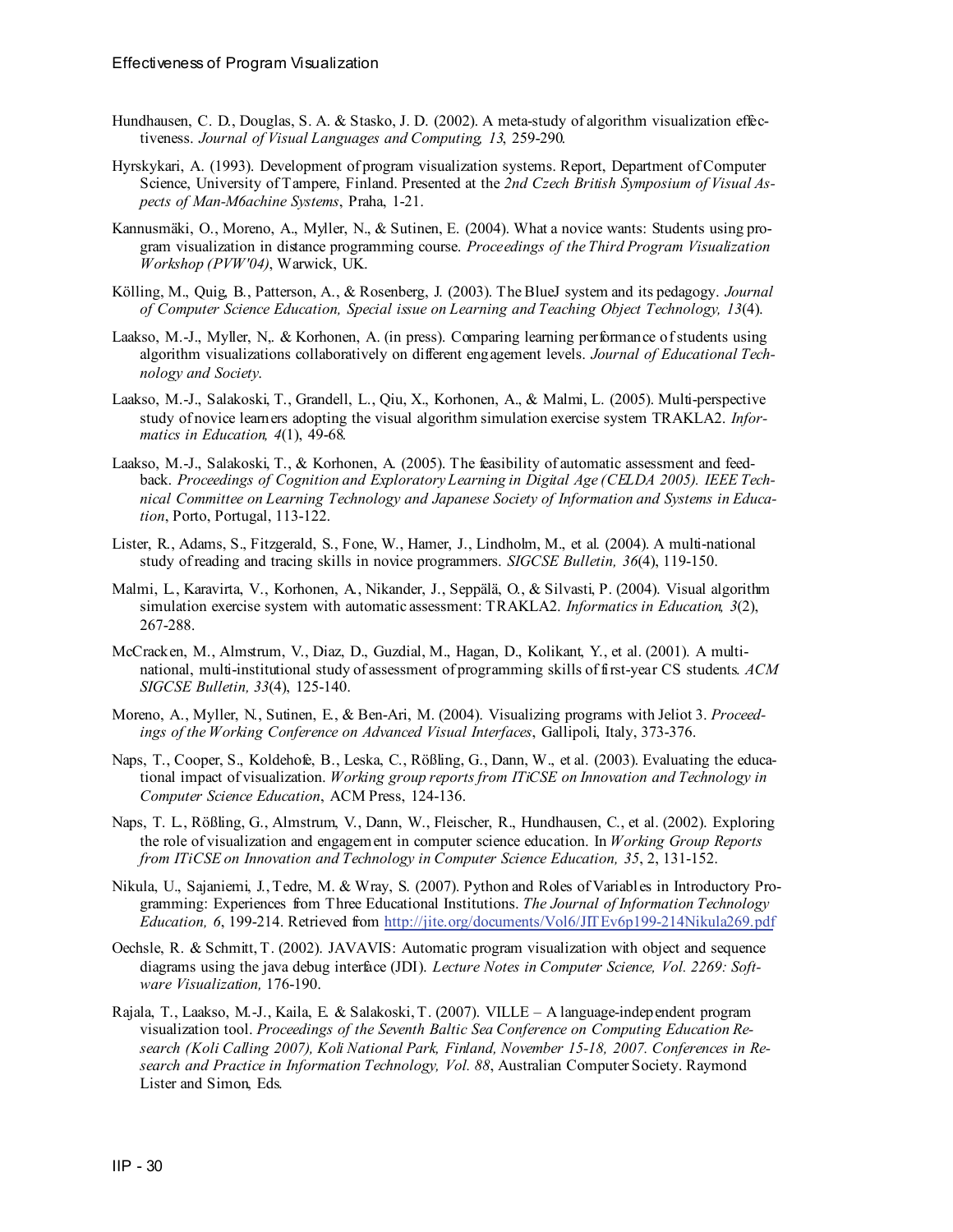Hundhausen, C. D., Douglas, S. A. & Stasko, J. D. (2002). A meta-study of algorithm visualization effectiveness. *Journal of Visual Languages and Computing, 13*, 259-290.

Hyrskykari, A. (1993). Development of program visualization systems. Report, Department of Computer Science, University of Tampere, Finland. Presented at the *2nd Czech British Symposium of Visual Aspects of Man-M6achine Systems*, Praha, 1-21.

Kannusmäki, O., Moreno, A., Myller, N., & Sutinen, E. (2004). What a novice wants: Students using program visualization in distance programming course. *Proceedings of the Third Program Visualization Workshop (PVW'04)*, Warwick, UK.

Kölling, M., Quig, B., Patterson, A., & Rosenberg, J. (2003). The BlueJ system and its pedagogy. *Journal of Computer Science Education, Special issue on Learning and Teaching Object Technology, 13*(4).

Laakso, M.-J., Myller, N,. & Korhonen, A. (in press). Comparing learning performance of students using algorithm visualizations collaboratively on different engagement levels. *Journal of Educational Technology and Society*.

Laakso, M.-J., Salakoski, T., Grandell, L., Qiu, X., Korhonen, A., & Malmi, L. (2005). Multi-perspective study of novice learners adopting the visual algorithm simulation exercise system TRAKLA2. *Informatics in Education, 4*(1), 49-68.

Laakso, M.-J., Salakoski, T., & Korhonen, A. (2005). The feasibility of automatic assessment and feedback. *Proceedings of Cognition and Exploratory Learning in Digital Age (CELDA 2005). IEEE Technical Committee on Learning Technology and Japanese Society of Information and Systems in Education*, Porto, Portugal, 113-122.

Lister, R., Adams, S., Fitzgerald, S., Fone, W., Hamer, J., Lindholm, M., et al. (2004). A multi-national study of reading and tracing skills in novice programmers. *SIGCSE Bulletin, 36*(4), 119-150.

Malmi, L., Karavirta, V., Korhonen, A., Nikander, J., Seppälä, O., & Silvasti, P. (2004). Visual algorithm simulation exercise system with automatic assessment: TRAKLA2. *Informatics in Education, 3*(2), 267-288.

McCracken, M., Almstrum, V., Diaz, D., Guzdial, M., Hagan, D., Kolikant, Y., et al. (2001). A multi-national, multi-institutional study of assessment of programming skills of first-year CS students. *ACM SIGCSE Bulletin, 33*(4), 125-140.

Moreno, A., Myller, N., Sutinen, E., & Ben-Ari, M. (2004). Visualizing programs with Jeliot 3. *Proceedings of the Working Conference on Advanced Visual Interfaces*, Gallipoli, Italy, 373-376.

Naps, T., Cooper, S., Koldehofe, B., Leska, C., Rößling, G., Dann, W., et al. (2003). Evaluating the educational impact of visualization. *Working group reports from ITiCSE on Innovation and Technology in Computer Science Education*, ACM Press, 124-136.

Naps, T. L., Rößling, G., Almstrum, V., Dann, W., Fleischer, R., Hundhausen, C., et al. (2002). Exploring the role of visualization and engagement in computer science education. In *Working Group Reports from ITiCSE on Innovation and Technology in Computer Science Education, 35*, 2, 131-152.

Nikula, U., Sajaniemi, J., Tedre, M. & Wray, S. (2007). Python and Roles of Variables in Introductory Programming: Experiences from Three Educational Institutions. *The Journal of Information Technology Education, 6*, 199-214. Retrieved from http://jite.org/documents/Vol6/JITEv6p199-214Nikula269.pdf

Oechsle, R. & Schmitt, T. (2002). JAVAVIS: Automatic program visualization with object and sequence diagrams using the java debug interface (JDI). *Lecture Notes in Computer Science, Vol. 2269: Software Visualization,* 176-190.

Rajala, T., Laakso, M.-J., Kaila, E. & Salakoski, T. (2007). VILLE – A language-independent program visualization tool. *Proceedings of the Seventh Baltic Sea Conference on Computing Education Research (Koli Calling 2007), Koli National Park, Finland, November 15-18, 2007. Conferences in Research and Practice in Information Technology, Vol. 88*, Australian Computer Society. Raymond Lister and Simon, Eds.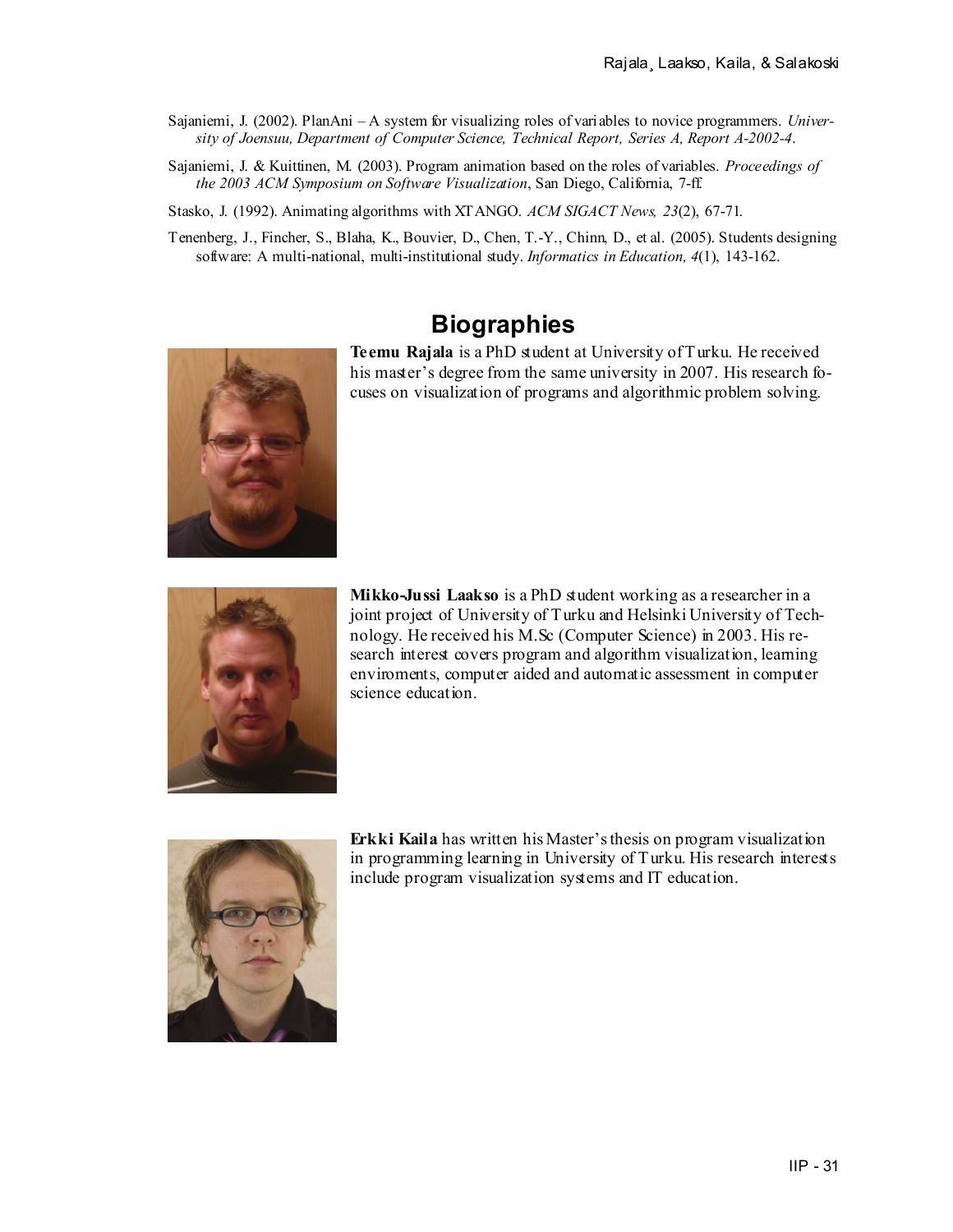Sajaniemi, J. (2002). PlanAni – A system for visualizing roles of variables to novice programmers. *University of Joensuu, Department of Computer Science, Technical Report, Series A, Report A-2002-4*.

Sajaniemi, J. & Kuittinen, M. (2003). Program animation based on the roles of variables. *Proceedings of the 2003 ACM Symposium on Software Visualization*, San Diego, California, 7-ff.

Stasko, J. (1992). Animating algorithms with XTANGO. *ACM SIGACT News, 23*(2), 67-71.

Tenenberg, J., Fincher, S., Blaha, K., Bouvier, D., Chen, T.-Y., Chinn, D., et al. (2005). Students designing software: A multi-national, multi-institutional study. *Informatics in Education, 4*(1), 143-162.

## Biographies

**Teemu Rajala** is a PhD student at University of Turku. He received his master's degree from the same university in 2007. His research focuses on visualization of programs and algorithmic problem solving.

**Mikko-Jussi Laakso** is a PhD student working as a researcher in a joint project of University of Turku and Helsinki University of Technology. He received his M.Sc (Computer Science) in 2003. His research interest covers program and algorithm visualization, learning enviroments, computer aided and automatic assessment in computer science education.

**Erkki Kaila** has written his Master's thesis on program visualization in programming learning in University of Turku. His research interests include program visualization systems and IT education.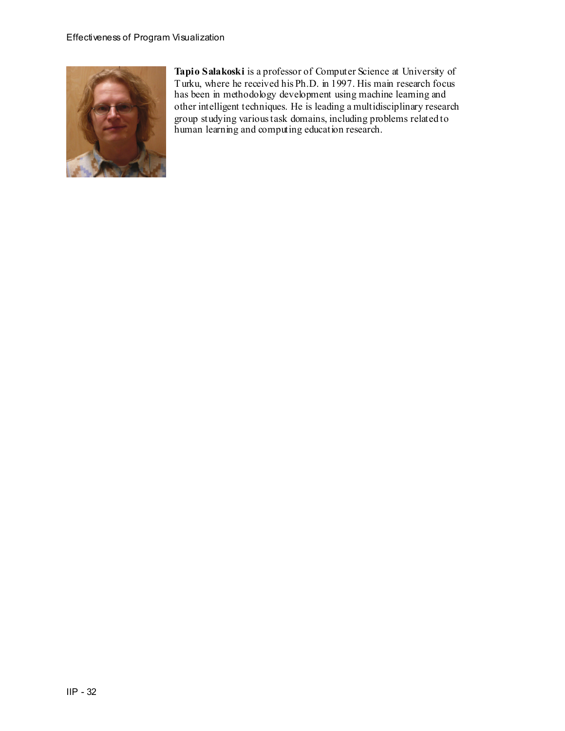**Tapio Salakoski** is a professor of Computer Science at University of Turku, where he received his Ph.D. in 1997. His main research focus has been in methodology development using machine learning and other intelligent techniques. He is leading a multidisciplinary research group studying various task domains, including problems related to human learning and computing education research.